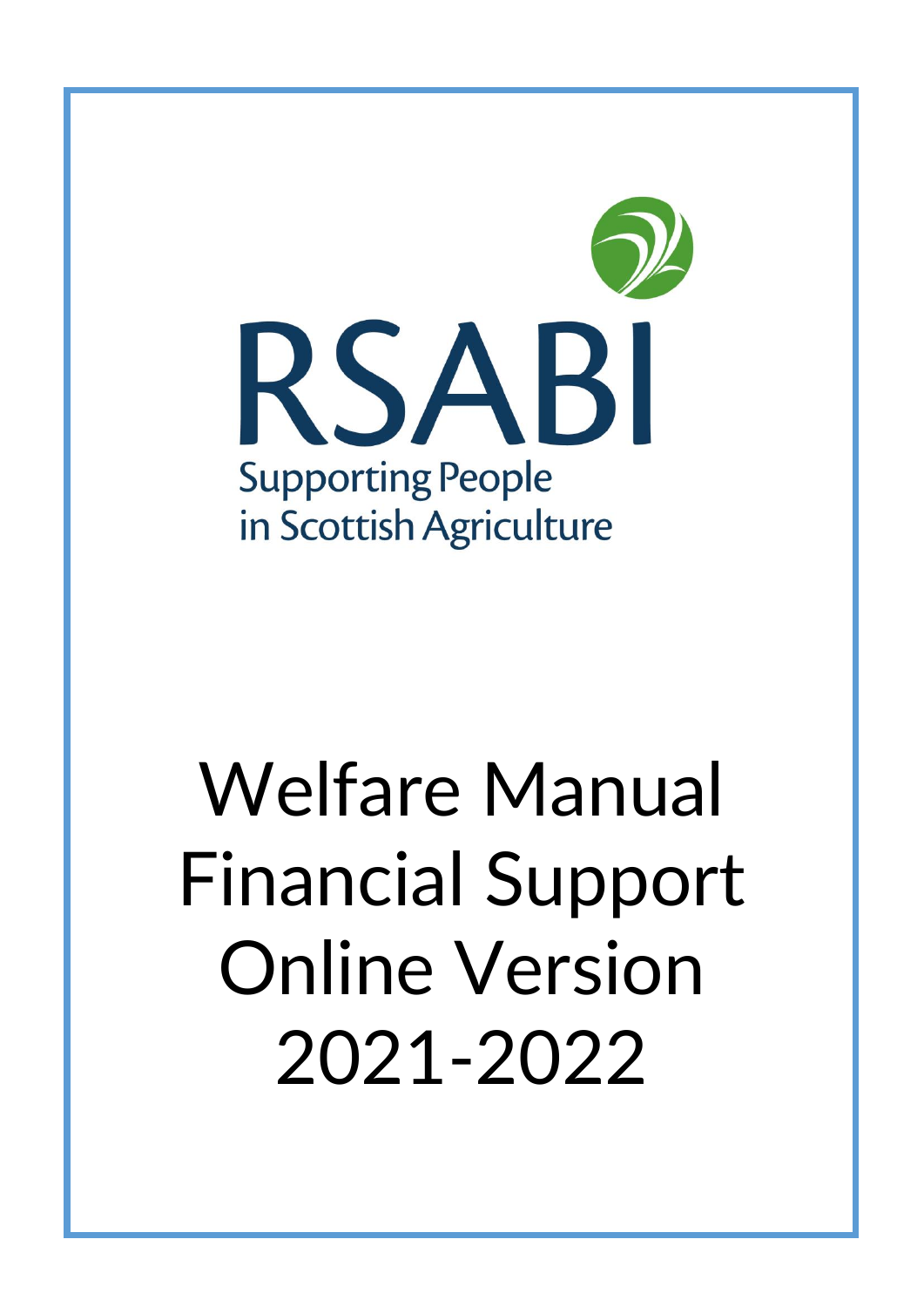RSABI

Supporting People in Scottish Agriculture

# Welfare Manual Financial Support Online Version 2021-2022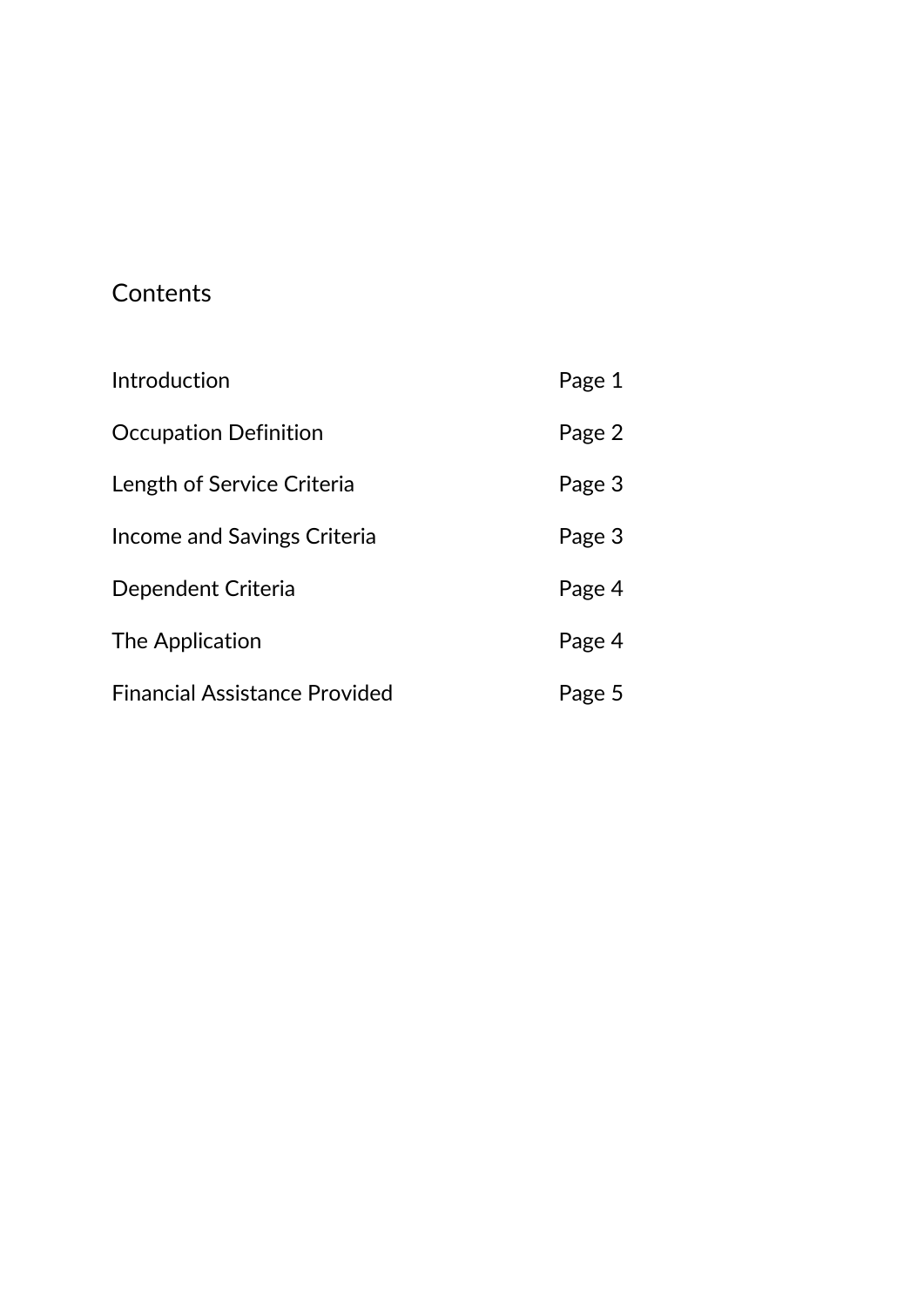# Contents

| | |
|---|---|
| Introduction | Page 1 |
| Occupation Definition | Page 2 |
| Length of Service Criteria | Page 3 |
| Income and Savings Criteria | Page 3 |
| Dependent Criteria | Page 4 |
| The Application | Page 4 |
| Financial Assistance Provided | Page 5 |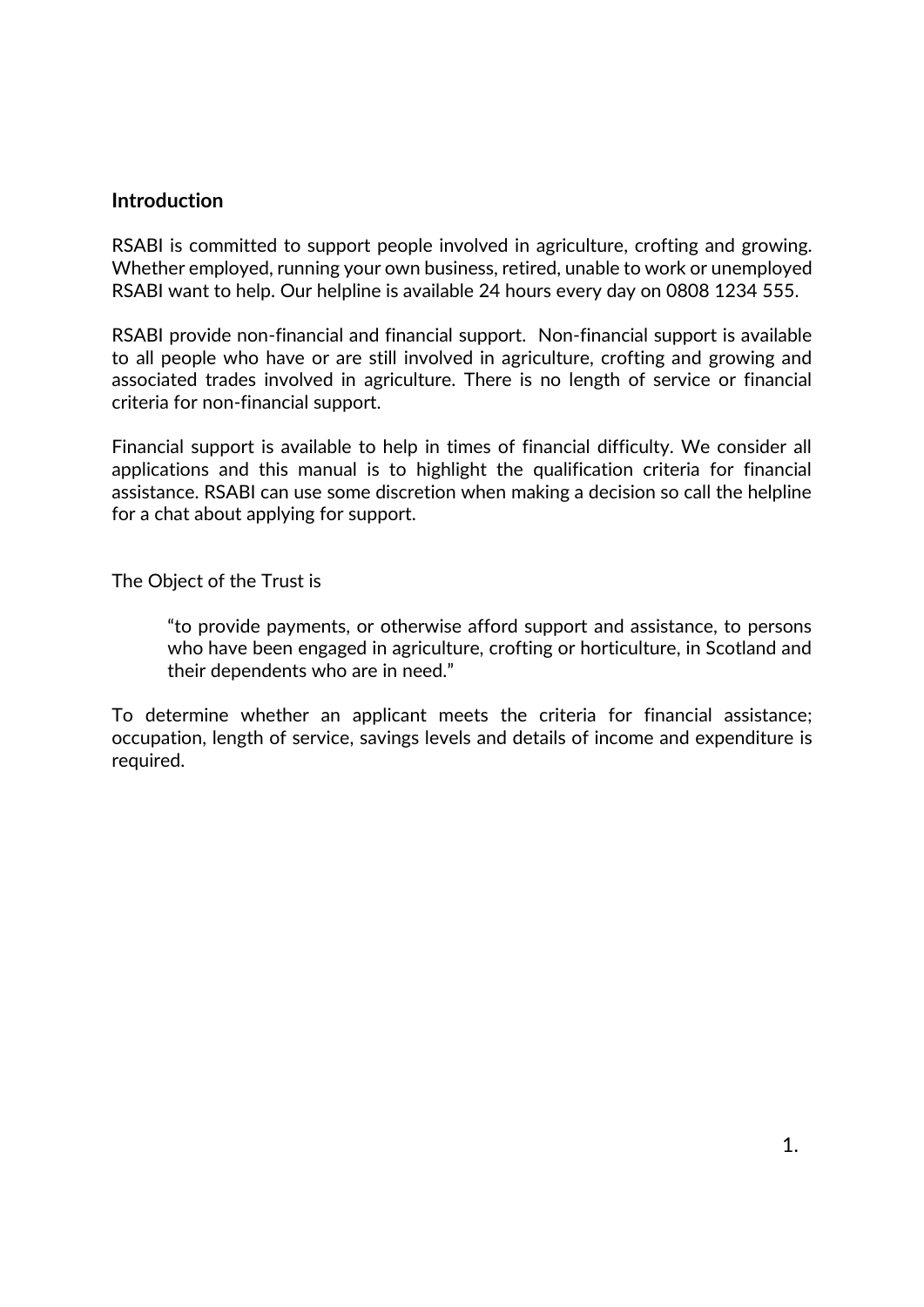## Introduction

RSABI is committed to support people involved in agriculture, crofting and growing. Whether employed, running your own business, retired, unable to work or unemployed RSABI want to help. Our helpline is available 24 hours every day on 0808 1234 555.

RSABI provide non-financial and financial support. Non-financial support is available to all people who have or are still involved in agriculture, crofting and growing and associated trades involved in agriculture. There is no length of service or financial criteria for non-financial support.

Financial support is available to help in times of financial difficulty. We consider all applications and this manual is to highlight the qualification criteria for financial assistance. RSABI can use some discretion when making a decision so call the helpline for a chat about applying for support.

The Object of the Trust is

> "to provide payments, or otherwise afford support and assistance, to persons who have been engaged in agriculture, crofting or horticulture, in Scotland and their dependents who are in need."

To determine whether an applicant meets the criteria for financial assistance; occupation, length of service, savings levels and details of income and expenditure is required.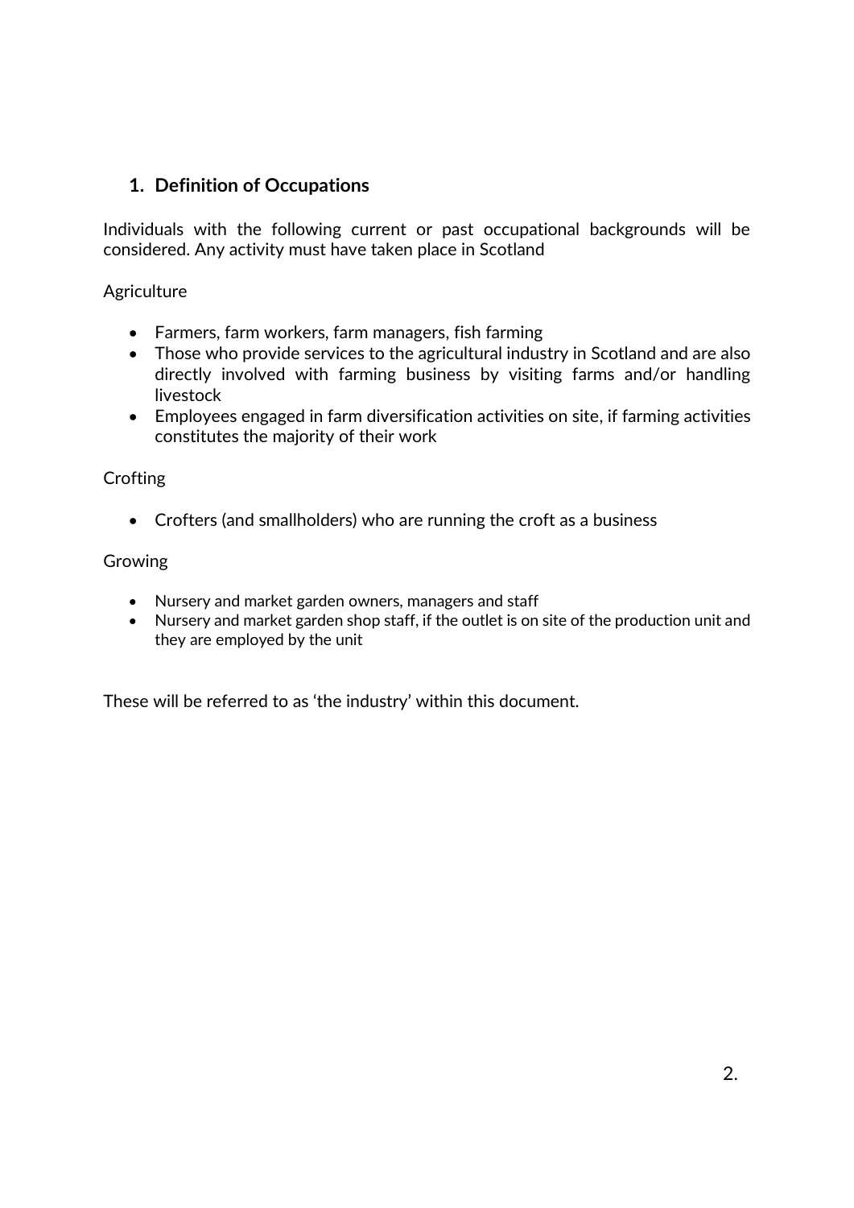## 1. Definition of Occupations

Individuals with the following current or past occupational backgrounds will be considered. Any activity must have taken place in Scotland

Agriculture

- Farmers, farm workers, farm managers, fish farming
- Those who provide services to the agricultural industry in Scotland and are also directly involved with farming business by visiting farms and/or handling livestock
- Employees engaged in farm diversification activities on site, if farming activities constitutes the majority of their work

Crofting

- Crofters (and smallholders) who are running the croft as a business

Growing

- Nursery and market garden owners, managers and staff
- Nursery and market garden shop staff, if the outlet is on site of the production unit and they are employed by the unit

These will be referred to as 'the industry' within this document.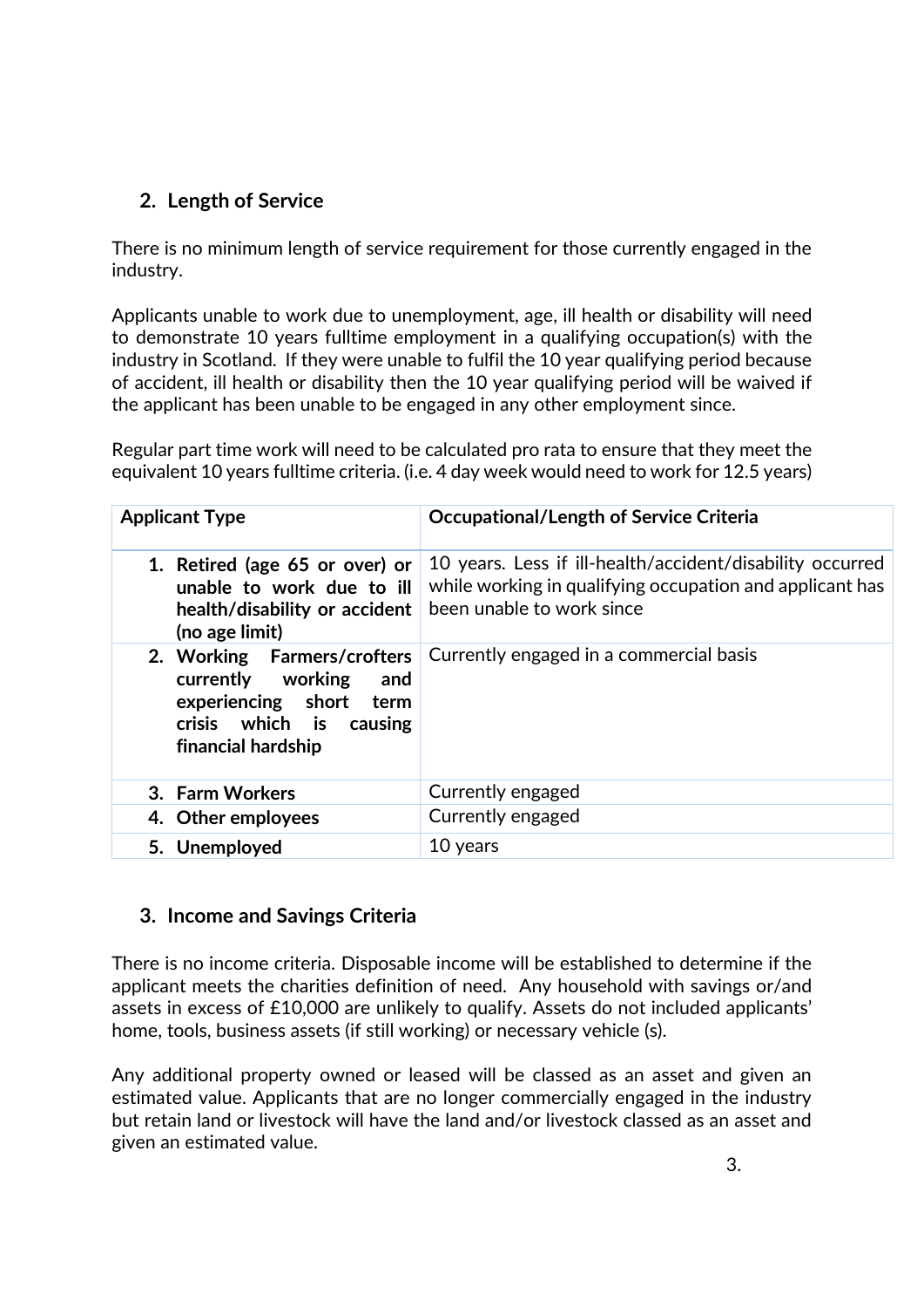## 2. Length of Service

There is no minimum length of service requirement for those currently engaged in the industry.

Applicants unable to work due to unemployment, age, ill health or disability will need to demonstrate 10 years fulltime employment in a qualifying occupation(s) with the industry in Scotland. If they were unable to fulfil the 10 year qualifying period because of accident, ill health or disability then the 10 year qualifying period will be waived if the applicant has been unable to be engaged in any other employment since.

Regular part time work will need to be calculated pro rata to ensure that they meet the equivalent 10 years fulltime criteria. (i.e. 4 day week would need to work for 12.5 years)

| Applicant Type | Occupational/Length of Service Criteria |
|---|---|
| **1. Retired (age 65 or over) or unable to work due to ill health/disability or accident (no age limit)** | 10 years. Less if ill-health/accident/disability occurred while working in qualifying occupation and applicant has been unable to work since |
| **2. Working Farmers/crofters currently working and experiencing short term crisis which is causing financial hardship** | Currently engaged in a commercial basis |
| **3. Farm Workers** | Currently engaged |
| **4. Other employees** | Currently engaged |
| **5. Unemployed** | 10 years |

## 3. Income and Savings Criteria

There is no income criteria. Disposable income will be established to determine if the applicant meets the charities definition of need. Any household with savings or/and assets in excess of £10,000 are unlikely to qualify. Assets do not included applicants' home, tools, business assets (if still working) or necessary vehicle (s).

Any additional property owned or leased will be classed as an asset and given an estimated value. Applicants that are no longer commercially engaged in the industry but retain land or livestock will have the land and/or livestock classed as an asset and given an estimated value.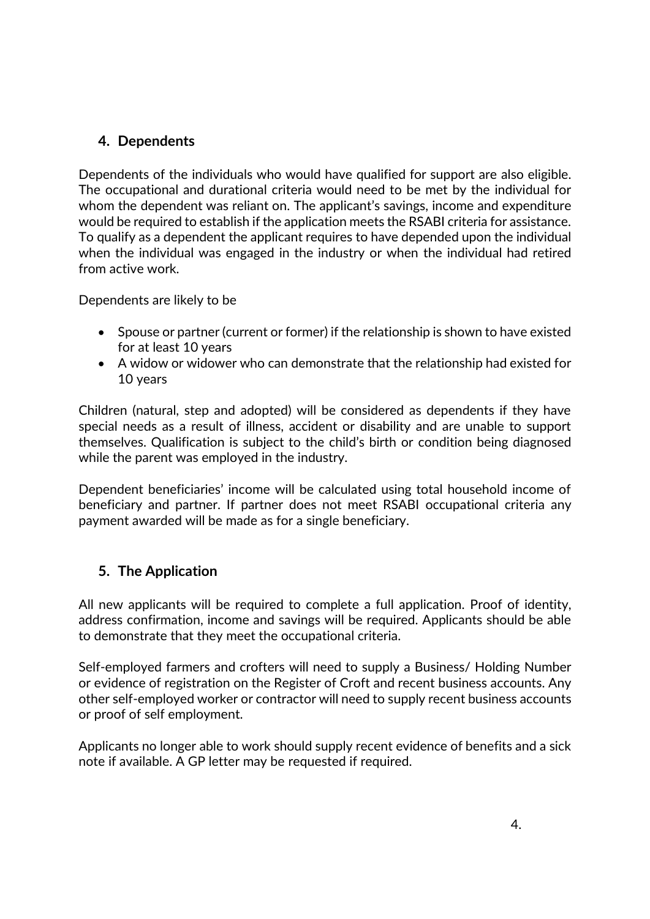## 4. Dependents

Dependents of the individuals who would have qualified for support are also eligible. The occupational and durational criteria would need to be met by the individual for whom the dependent was reliant on. The applicant's savings, income and expenditure would be required to establish if the application meets the RSABI criteria for assistance. To qualify as a dependent the applicant requires to have depended upon the individual when the individual was engaged in the industry or when the individual had retired from active work.

Dependents are likely to be

- Spouse or partner (current or former) if the relationship is shown to have existed for at least 10 years
- A widow or widower who can demonstrate that the relationship had existed for 10 years

Children (natural, step and adopted) will be considered as dependents if they have special needs as a result of illness, accident or disability and are unable to support themselves. Qualification is subject to the child's birth or condition being diagnosed while the parent was employed in the industry.

Dependent beneficiaries' income will be calculated using total household income of beneficiary and partner. If partner does not meet RSABI occupational criteria any payment awarded will be made as for a single beneficiary.

## 5. The Application

All new applicants will be required to complete a full application. Proof of identity, address confirmation, income and savings will be required. Applicants should be able to demonstrate that they meet the occupational criteria.

Self-employed farmers and crofters will need to supply a Business/ Holding Number or evidence of registration on the Register of Croft and recent business accounts. Any other self-employed worker or contractor will need to supply recent business accounts or proof of self employment.

Applicants no longer able to work should supply recent evidence of benefits and a sick note if available. A GP letter may be requested if required.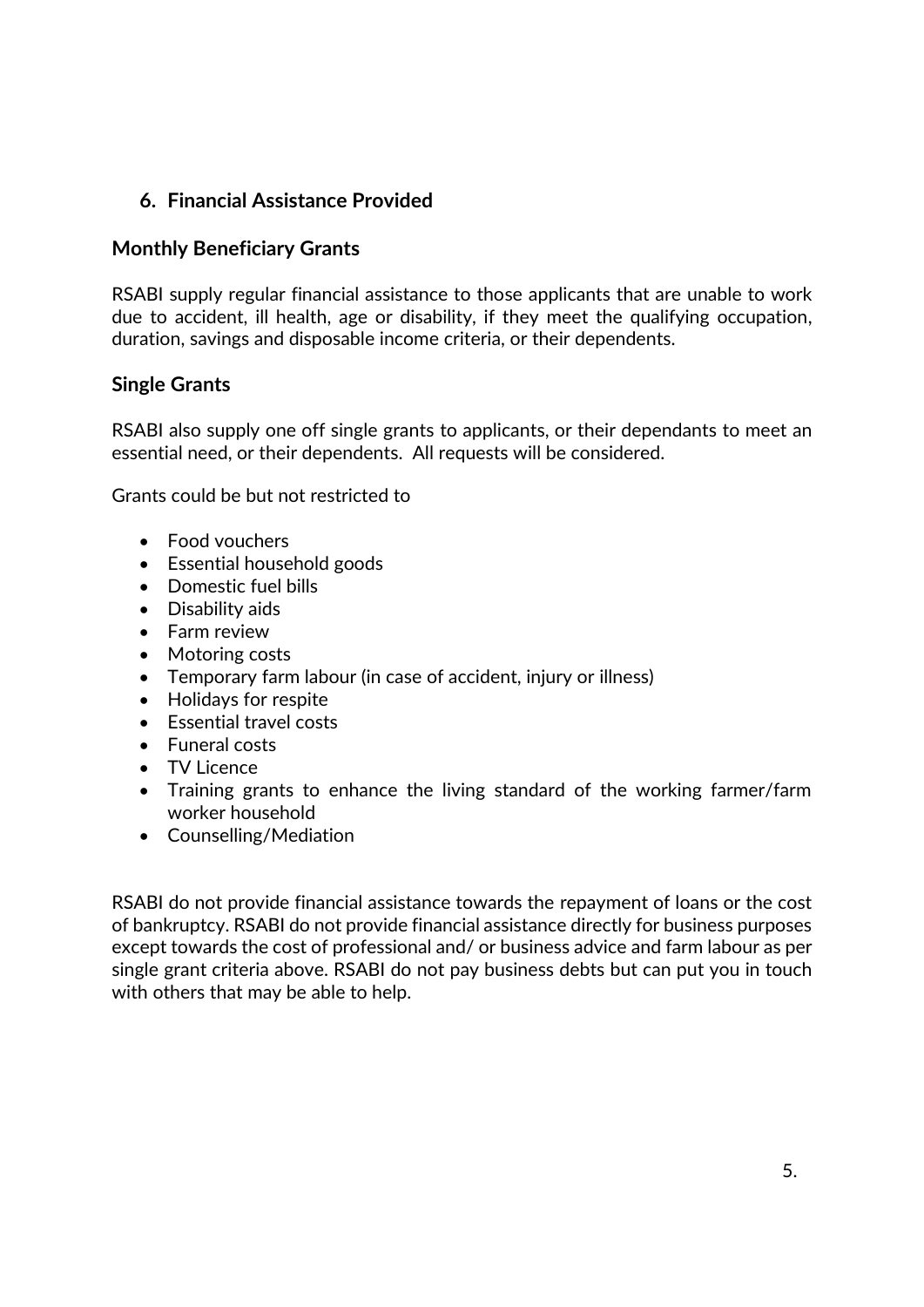## 6. Financial Assistance Provided

### Monthly Beneficiary Grants

RSABI supply regular financial assistance to those applicants that are unable to work due to accident, ill health, age or disability, if they meet the qualifying occupation, duration, savings and disposable income criteria, or their dependents.

### Single Grants

RSABI also supply one off single grants to applicants, or their dependants to meet an essential need, or their dependents. All requests will be considered.

Grants could be but not restricted to

- Food vouchers
- Essential household goods
- Domestic fuel bills
- Disability aids
- Farm review
- Motoring costs
- Temporary farm labour (in case of accident, injury or illness)
- Holidays for respite
- Essential travel costs
- Funeral costs
- TV Licence
- Training grants to enhance the living standard of the working farmer/farm worker household
- Counselling/Mediation

RSABI do not provide financial assistance towards the repayment of loans or the cost of bankruptcy. RSABI do not provide financial assistance directly for business purposes except towards the cost of professional and/ or business advice and farm labour as per single grant criteria above. RSABI do not pay business debts but can put you in touch with others that may be able to help.